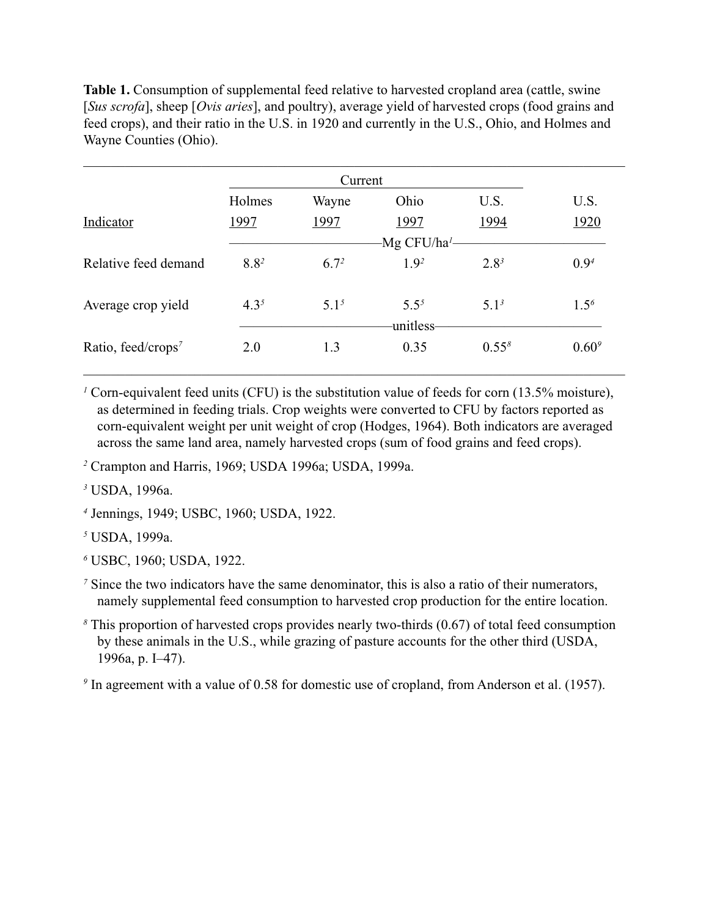**Table 1.** Consumption of supplemental feed relative to harvested cropland area (cattle, swine [*Sus scrofa*], sheep [*Ovis aries*], and poultry), average yield of harvested crops (food grains and feed crops), and their ratio in the U.S. in 1920 and currently in the U.S., Ohio, and Holmes and Wayne Counties (Ohio).

| | Current | | | | |
|---|---|---|---|---|---|
| Indicator | Holmes 1997 | Wayne 1997 | Ohio 1997 | U.S. 1994 | U.S. 1920 |
| | Mg CFU/ha[1] | | | | |
| Relative feed demand | 8.8[2] | 6.7[2] | 1.9[2] | 2.8[3] | 0.9[4] |
| Average crop yield | 4.3[5] | 5.1[5] | 5.5[5] | 5.1[3] | 1.5[6] |
| | unitless | | | | |
| Ratio, feed/crops[7] | 2.0 | 1.3 | 0.35 | 0.55[8] | 0.60[9] |

[1] Corn-equivalent feed units (CFU) is the substitution value of feeds for corn (13.5% moisture), as determined in feeding trials. Crop weights were converted to CFU by factors reported as corn-equivalent weight per unit weight of crop (Hodges, 1964). Both indicators are averaged across the same land area, namely harvested crops (sum of food grains and feed crops).

[2] Crampton and Harris, 1969; USDA 1996a; USDA, 1999a.

[3] USDA, 1996a.

[4] Jennings, 1949; USBC, 1960; USDA, 1922.

[5] USDA, 1999a.

[6] USBC, 1960; USDA, 1922.

[7] Since the two indicators have the same denominator, this is also a ratio of their numerators, namely supplemental feed consumption to harvested crop production for the entire location.

[8] This proportion of harvested crops provides nearly two-thirds (0.67) of total feed consumption by these animals in the U.S., while grazing of pasture accounts for the other third (USDA, 1996a, p. I–47).

[9] In agreement with a value of 0.58 for domestic use of cropland, from Anderson et al. (1957).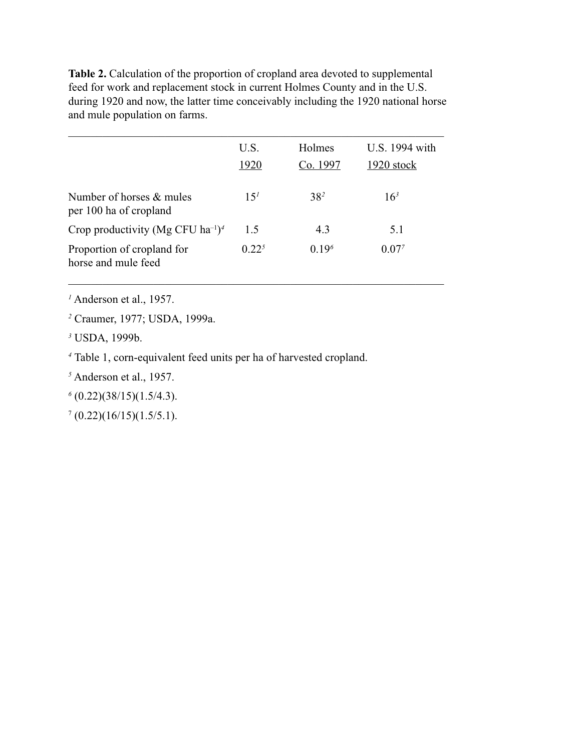**Table 2.** Calculation of the proportion of cropland area devoted to supplemental feed for work and replacement stock in current Holmes County and in the U.S. during 1920 and now, the latter time conceivably including the 1920 national horse and mule population on farms.

| | U.S. 1920 | Holmes Co. 1997 | U.S. 1994 with 1920 stock |
|---|---|---|---|
| Number of horses & mules per 100 ha of cropland | 15[1] | 38[2] | 16[3] |
| Crop productivity (Mg CFU $ha^{-1}$)[4] | 1.5 | 4.3 | 5.1 |
| Proportion of cropland for horse and mule feed | 0.22[5] | 0.19[6] | 0.07[7] |

[1] Anderson et al., 1957.

[2] Craumer, 1977; USDA, 1999a.

[3] USDA, 1999b.

[4] Table 1, corn-equivalent feed units per ha of harvested cropland.

[5] Anderson et al., 1957.

[6] (0.22)(38/15)(1.5/4.3).

[7] (0.22)(16/15)(1.5/5.1).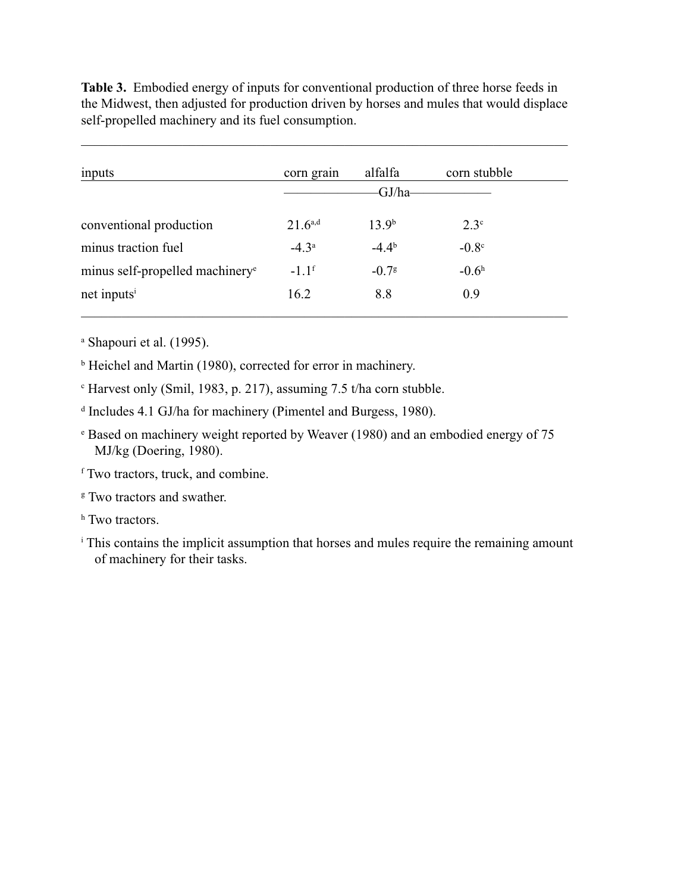**Table 3.** Embodied energy of inputs for conventional production of three horse feeds in the Midwest, then adjusted for production driven by horses and mules that would displace self-propelled machinery and its fuel consumption.

| inputs | corn grain | alfalfa | corn stubble |
|---|---|---|---|
| | GJ/ha | | |
| conventional production | 21.6[a,d] | 13.9[b] | 2.3[c] |
| minus traction fuel | -4.3[a] | -4.4[b] | -0.8[c] |
| minus self-propelled machinery[e] | -1.1[f] | -0.7[g] | -0.6[h] |
| net inputs[i] | 16.2 | 8.8 | 0.9 |

[a] Shapouri et al. (1995).

[b] Heichel and Martin (1980), corrected for error in machinery.

[c] Harvest only (Smil, 1983, p. 217), assuming 7.5 t/ha corn stubble.

[d] Includes 4.1 GJ/ha for machinery (Pimentel and Burgess, 1980).

[e] Based on machinery weight reported by Weaver (1980) and an embodied energy of 75 MJ/kg (Doering, 1980).

[f] Two tractors, truck, and combine.

[g] Two tractors and swather.

[h] Two tractors.

[i] This contains the implicit assumption that horses and mules require the remaining amount of machinery for their tasks.